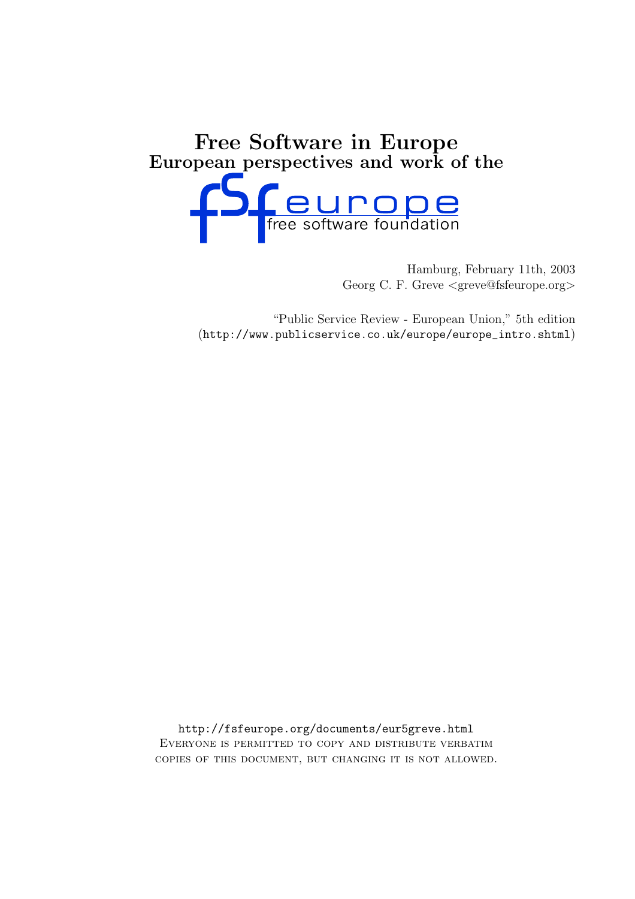# Free Software in Europe

## European perspectives and work of the

fsf europe
free software foundation

Hamburg, February 11th, 2003
Georg C. F. Greve <greve@fsfeurope.org>

"Public Service Review - European Union," 5th edition
(http://www.publicservice.co.uk/europe/europe_intro.shtml)

http://fsfeurope.org/documents/eur5greve.html
Everyone is permitted to copy and distribute verbatim copies of this document, but changing it is not allowed.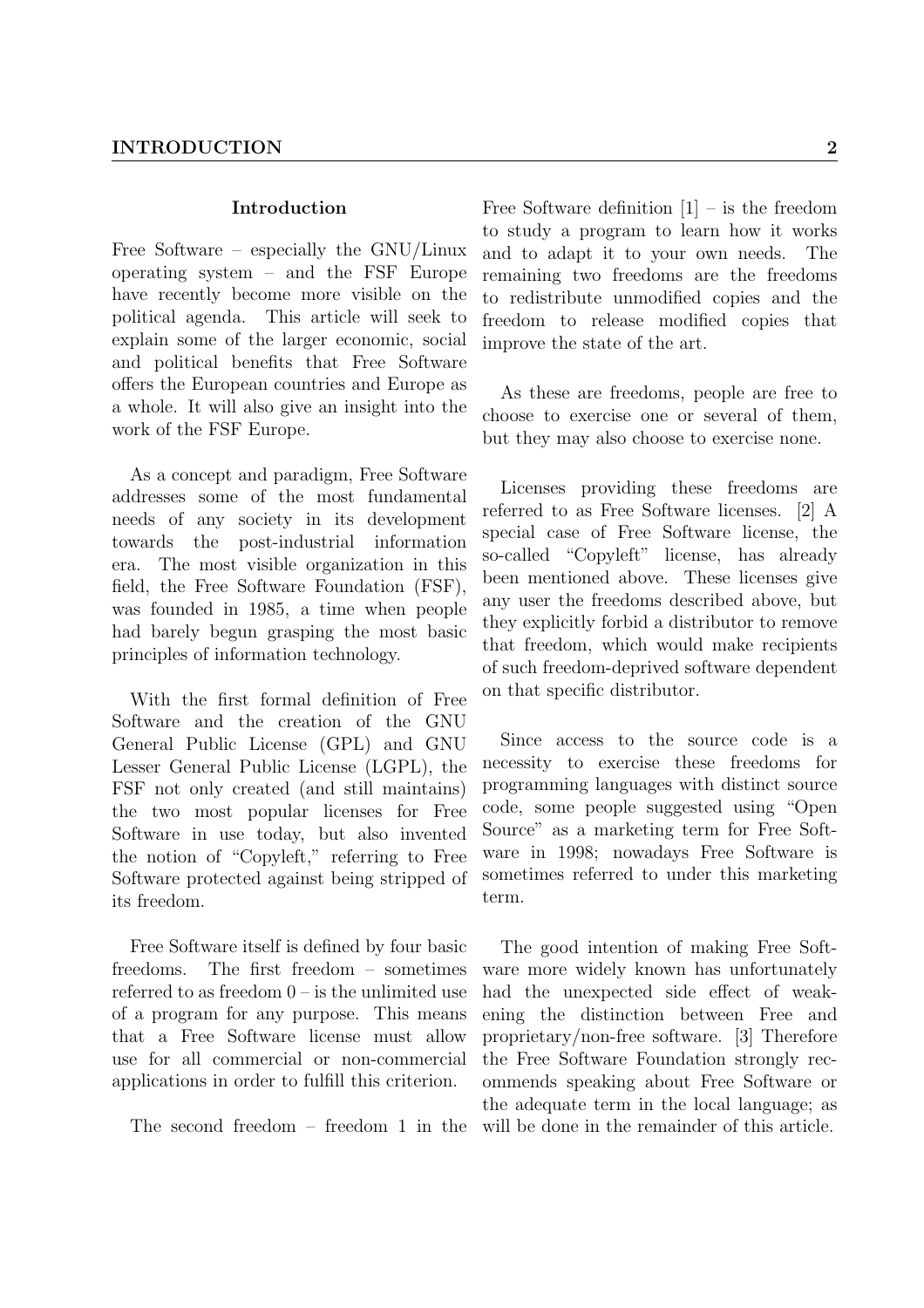## Introduction

Free Software – especially the GNU/Linux operating system – and the FSF Europe have recently become more visible on the political agenda. This article will seek to explain some of the larger economic, social and political benefits that Free Software offers the European countries and Europe as a whole. It will also give an insight into the work of the FSF Europe.

As a concept and paradigm, Free Software addresses some of the most fundamental needs of any society in its development towards the post-industrial information era. The most visible organization in this field, the Free Software Foundation (FSF), was founded in 1985, a time when people had barely begun grasping the most basic principles of information technology.

With the first formal definition of Free Software and the creation of the GNU General Public License (GPL) and GNU Lesser General Public License (LGPL), the FSF not only created (and still maintains) the two most popular licenses for Free Software in use today, but also invented the notion of "Copyleft," referring to Free Software protected against being stripped of its freedom.

Free Software itself is defined by four basic freedoms. The first freedom – sometimes referred to as freedom 0 – is the unlimited use of a program for any purpose. This means that a Free Software license must allow use for all commercial or non-commercial applications in order to fulfill this criterion.

The second freedom – freedom 1 in the Free Software definition [1] – is the freedom to study a program to learn how it works and to adapt it to your own needs. The remaining two freedoms are the freedoms to redistribute unmodified copies and the freedom to release modified copies that improve the state of the art.

As these are freedoms, people are free to choose to exercise one or several of them, but they may also choose to exercise none.

Licenses providing these freedoms are referred to as Free Software licenses. [2] A special case of Free Software license, the so-called "Copyleft" license, has already been mentioned above. These licenses give any user the freedoms described above, but they explicitly forbid a distributor to remove that freedom, which would make recipients of such freedom-deprived software dependent on that specific distributor.

Since access to the source code is a necessity to exercise these freedoms for programming languages with distinct source code, some people suggested using "Open Source" as a marketing term for Free Software in 1998; nowadays Free Software is sometimes referred to under this marketing term.

The good intention of making Free Software more widely known has unfortunately had the unexpected side effect of weakening the distinction between Free and proprietary/non-free software. [3] Therefore the Free Software Foundation strongly recommends speaking about Free Software or the adequate term in the local language; as will be done in the remainder of this article.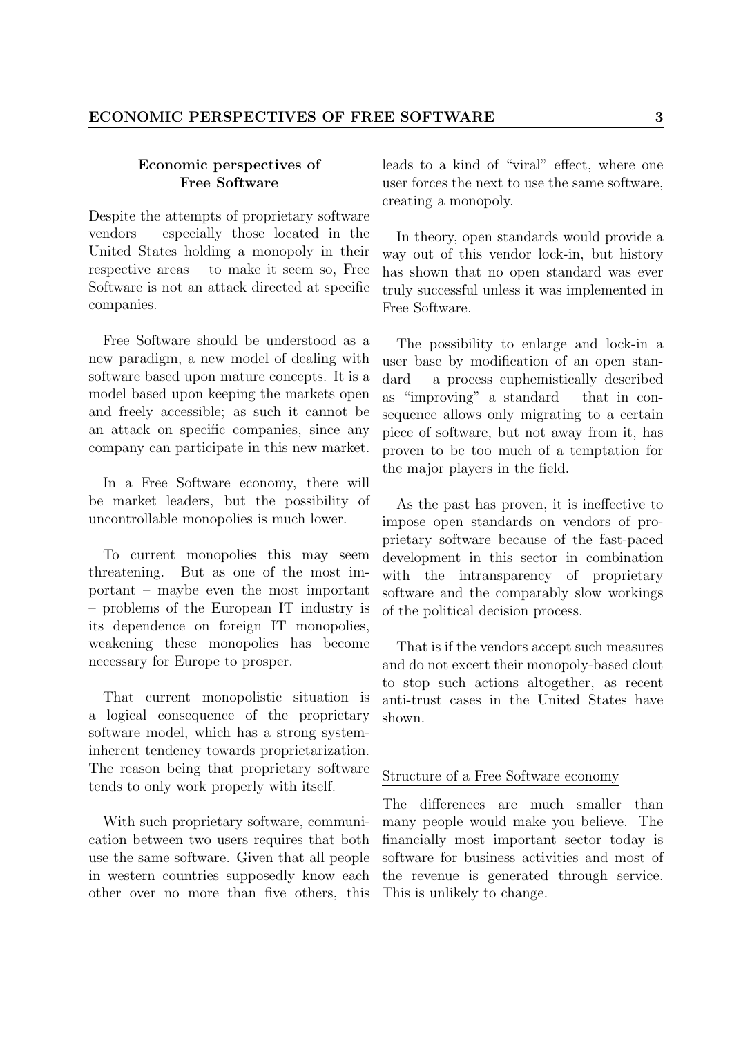## Economic perspectives of Free Software

Despite the attempts of proprietary software vendors – especially those located in the United States holding a monopoly in their respective areas – to make it seem so, Free Software is not an attack directed at specific companies.

Free Software should be understood as a new paradigm, a new model of dealing with software based upon mature concepts. It is a model based upon keeping the markets open and freely accessible; as such it cannot be an attack on specific companies, since any company can participate in this new market.

In a Free Software economy, there will be market leaders, but the possibility of uncontrollable monopolies is much lower.

To current monopolies this may seem threatening. But as one of the most important – maybe even the most important – problems of the European IT industry is its dependence on foreign IT monopolies, weakening these monopolies has become necessary for Europe to prosper.

That current monopolistic situation is a logical consequence of the proprietary software model, which has a strong system-inherent tendency towards proprietarization. The reason being that proprietary software tends to only work properly with itself.

With such proprietary software, communication between two users requires that both use the same software. Given that all people in western countries supposedly know each other over no more than five others, this leads to a kind of "viral" effect, where one user forces the next to use the same software, creating a monopoly.

In theory, open standards would provide a way out of this vendor lock-in, but history has shown that no open standard was ever truly successful unless it was implemented in Free Software.

The possibility to enlarge and lock-in a user base by modification of an open standard – a process euphemistically described as "improving" a standard – that in consequence allows only migrating to a certain piece of software, but not away from it, has proven to be too much of a temptation for the major players in the field.

As the past has proven, it is ineffective to impose open standards on vendors of proprietary software because of the fast-paced development in this sector in combination with the intransparency of proprietary software and the comparably slow workings of the political decision process.

That is if the vendors accept such measures and do not excert their monopoly-based clout to stop such actions altogether, as recent anti-trust cases in the United States have shown.

### Structure of a Free Software economy

The differences are much smaller than many people would make you believe. The financially most important sector today is software for business activities and most of the revenue is generated through service. This is unlikely to change.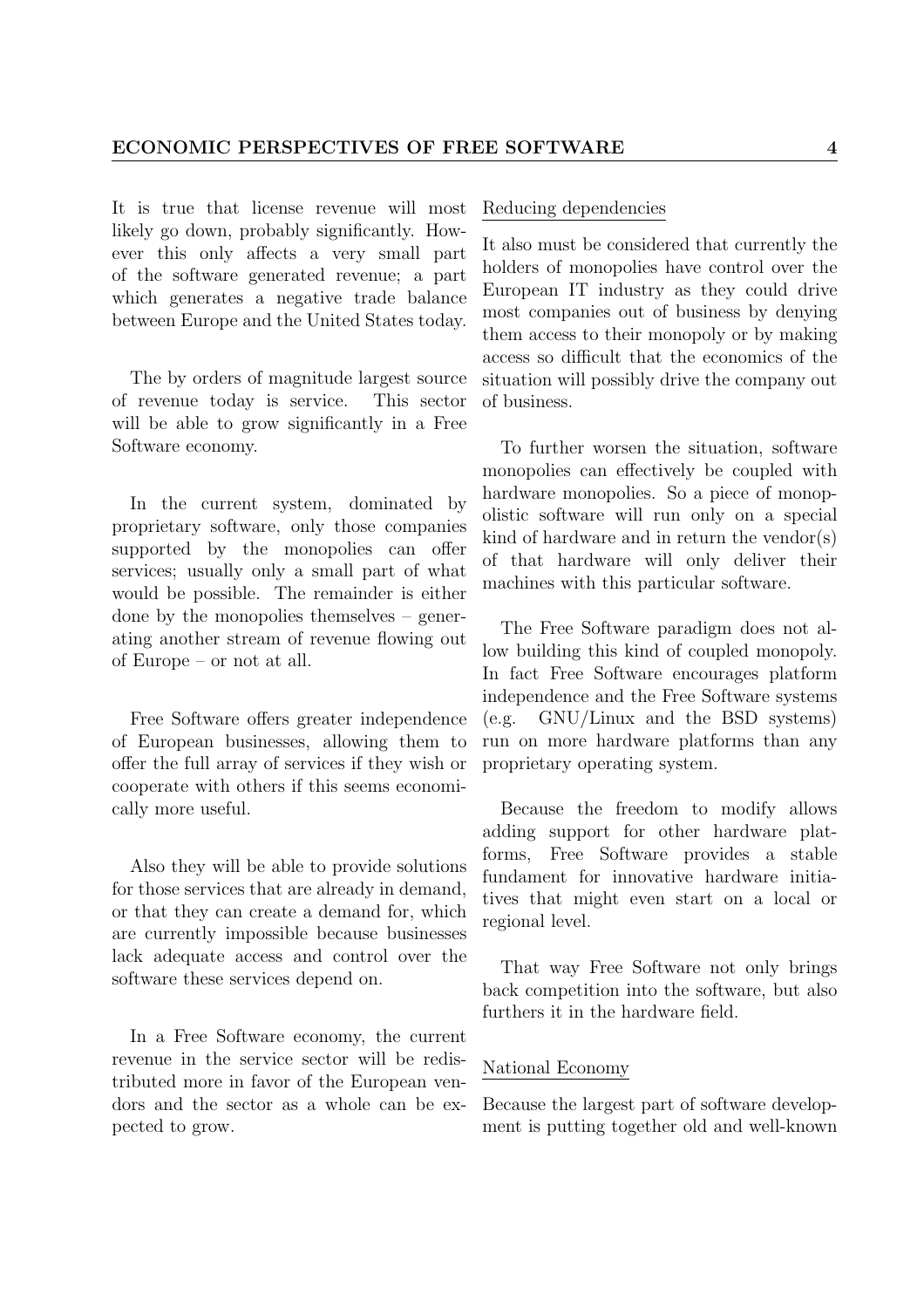It is true that license revenue will most likely go down, probably significantly. However this only affects a very small part of the software generated revenue; a part which generates a negative trade balance between Europe and the United States today.

The by orders of magnitude largest source of revenue today is service. This sector will be able to grow significantly in a Free Software economy.

In the current system, dominated by proprietary software, only those companies supported by the monopolies can offer services; usually only a small part of what would be possible. The remainder is either done by the monopolies themselves – generating another stream of revenue flowing out of Europe – or not at all.

Free Software offers greater independence of European businesses, allowing them to offer the full array of services if they wish or cooperate with others if this seems economically more useful.

Also they will be able to provide solutions for those services that are already in demand, or that they can create a demand for, which are currently impossible because businesses lack adequate access and control over the software these services depend on.

In a Free Software economy, the current revenue in the service sector will be redistributed more in favor of the European vendors and the sector as a whole can be expected to grow.

### Reducing dependencies

It also must be considered that currently the holders of monopolies have control over the European IT industry as they could drive most companies out of business by denying them access to their monopoly or by making access so difficult that the economics of the situation will possibly drive the company out of business.

To further worsen the situation, software monopolies can effectively be coupled with hardware monopolies. So a piece of monopolistic software will run only on a special kind of hardware and in return the vendor(s) of that hardware will only deliver their machines with this particular software.

The Free Software paradigm does not allow building this kind of coupled monopoly. In fact Free Software encourages platform independence and the Free Software systems (e.g. GNU/Linux and the BSD systems) run on more hardware platforms than any proprietary operating system.

Because the freedom to modify allows adding support for other hardware platforms, Free Software provides a stable fundament for innovative hardware initiatives that might even start on a local or regional level.

That way Free Software not only brings back competition into the software, but also furthers it in the hardware field.

### National Economy

Because the largest part of software development is putting together old and well-known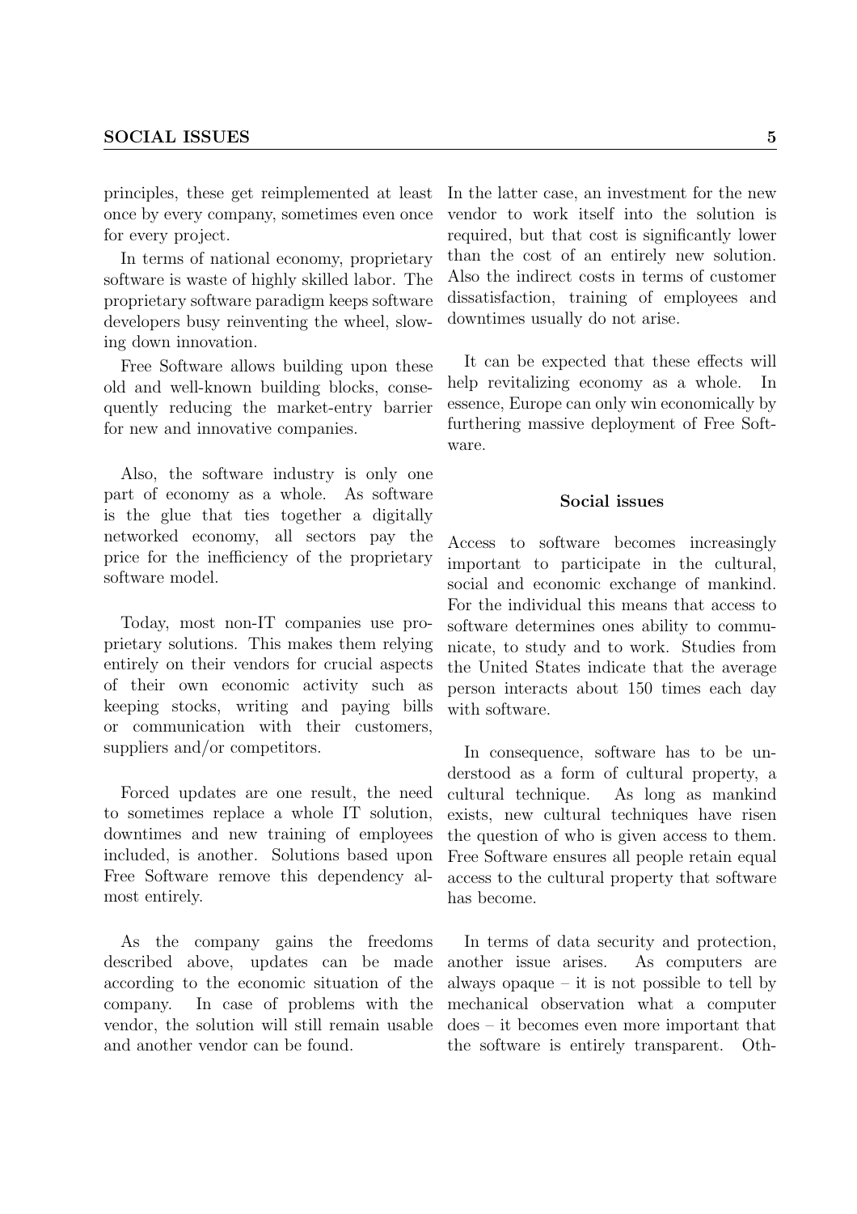principles, these get reimplemented at least once by every company, sometimes even once for every project.

In terms of national economy, proprietary software is waste of highly skilled labor. The proprietary software paradigm keeps software developers busy reinventing the wheel, slowing down innovation.

Free Software allows building upon these old and well-known building blocks, consequently reducing the market-entry barrier for new and innovative companies.

Also, the software industry is only one part of economy as a whole. As software is the glue that ties together a digitally networked economy, all sectors pay the price for the inefficiency of the proprietary software model.

Today, most non-IT companies use proprietary solutions. This makes them relying entirely on their vendors for crucial aspects of their own economic activity such as keeping stocks, writing and paying bills or communication with their customers, suppliers and/or competitors.

Forced updates are one result, the need to sometimes replace a whole IT solution, downtimes and new training of employees included, is another. Solutions based upon Free Software remove this dependency almost entirely.

As the company gains the freedoms described above, updates can be made according to the economic situation of the company. In case of problems with the vendor, the solution will still remain usable and another vendor can be found. In the latter case, an investment for the new vendor to work itself into the solution is required, but that cost is significantly lower than the cost of an entirely new solution. Also the indirect costs in terms of customer dissatisfaction, training of employees and downtimes usually do not arise.

It can be expected that these effects will help revitalizing economy as a whole. In essence, Europe can only win economically by furthering massive deployment of Free Software.

### Social issues

Access to software becomes increasingly important to participate in the cultural, social and economic exchange of mankind. For the individual this means that access to software determines ones ability to communicate, to study and to work. Studies from the United States indicate that the average person interacts about 150 times each day with software.

In consequence, software has to be understood as a form of cultural property, a cultural technique. As long as mankind exists, new cultural techniques have risen the question of who is given access to them. Free Software ensures all people retain equal access to the cultural property that software has become.

In terms of data security and protection, another issue arises. As computers are always opaque – it is not possible to tell by mechanical observation what a computer does – it becomes even more important that the software is entirely transparent. Oth-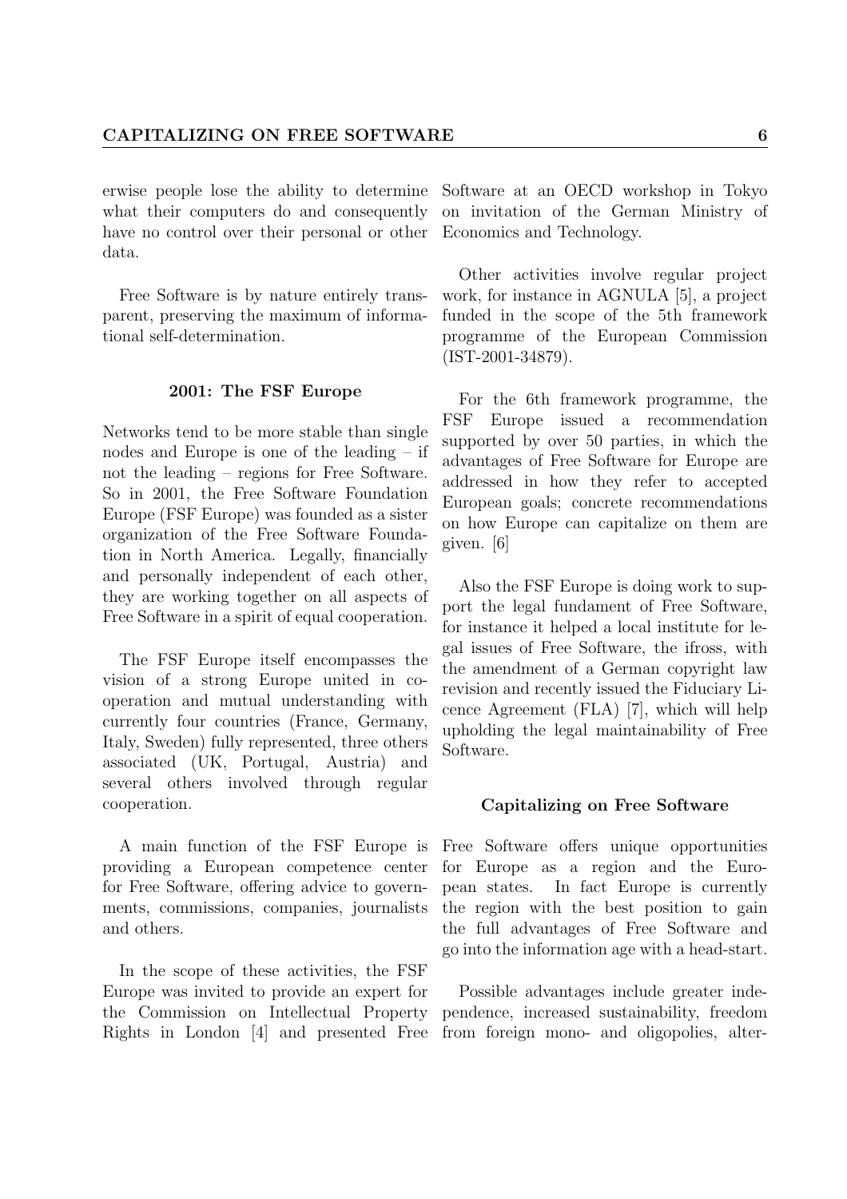erwise people lose the ability to determine what their computers do and consequently have no control over their personal or other data.

Free Software is by nature entirely transparent, preserving the maximum of informational self-determination.

### 2001: The FSF Europe

Networks tend to be more stable than single nodes and Europe is one of the leading – if not the leading – regions for Free Software. So in 2001, the Free Software Foundation Europe (FSF Europe) was founded as a sister organization of the Free Software Foundation in North America. Legally, financially and personally independent of each other, they are working together on all aspects of Free Software in a spirit of equal cooperation.

The FSF Europe itself encompasses the vision of a strong Europe united in cooperation and mutual understanding with currently four countries (France, Germany, Italy, Sweden) fully represented, three others associated (UK, Portugal, Austria) and several others involved through regular cooperation.

A main function of the FSF Europe is providing a European competence center for Free Software, offering advice to governments, commissions, companies, journalists and others.

In the scope of these activities, the FSF Europe was invited to provide an expert for the Commission on Intellectual Property Rights in London [4] and presented Free Software at an OECD workshop in Tokyo on invitation of the German Ministry of Economics and Technology.

Other activities involve regular project work, for instance in AGNULA [5], a project funded in the scope of the 5th framework programme of the European Commission (IST-2001-34879).

For the 6th framework programme, the FSF Europe issued a recommendation supported by over 50 parties, in which the advantages of Free Software for Europe are addressed in how they refer to accepted European goals; concrete recommendations on how Europe can capitalize on them are given. [6]

Also the FSF Europe is doing work to support the legal fundament of Free Software, for instance it helped a local institute for legal issues of Free Software, the ifross, with the amendment of a German copyright law revision and recently issued the Fiduciary Licence Agreement (FLA) [7], which will help upholding the legal maintainability of Free Software.

### Capitalizing on Free Software

Free Software offers unique opportunities for Europe as a region and the European states. In fact Europe is currently the region with the best position to gain the full advantages of Free Software and go into the information age with a head-start.

Possible advantages include greater independence, increased sustainability, freedom from foreign mono- and oligopolies, alter-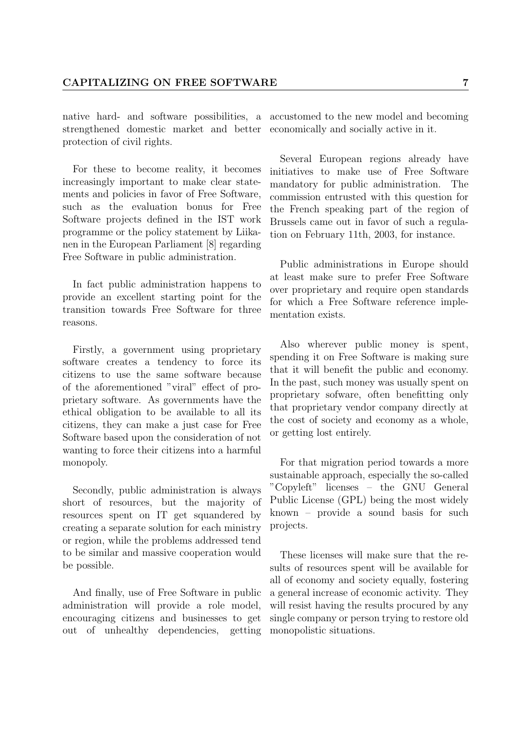native hard- and software possibilities, a strengthened domestic market and better protection of civil rights.

For these to become reality, it becomes increasingly important to make clear statements and policies in favor of Free Software, such as the evaluation bonus for Free Software projects defined in the IST work programme or the policy statement by Liikanen in the European Parliament [8] regarding Free Software in public administration.

In fact public administration happens to provide an excellent starting point for the transition towards Free Software for three reasons.

Firstly, a government using proprietary software creates a tendency to force its citizens to use the same software because of the aforementioned "viral" effect of proprietary software. As governments have the ethical obligation to be available to all its citizens, they can make a just case for Free Software based upon the consideration of not wanting to force their citizens into a harmful monopoly.

Secondly, public administration is always short of resources, but the majority of resources spent on IT get squandered by creating a separate solution for each ministry or region, while the problems addressed tend to be similar and massive cooperation would be possible.

And finally, use of Free Software in public administration will provide a role model, encouraging citizens and businesses to get out of unhealthy dependencies, getting accustomed to the new model and becoming economically and socially active in it.

Several European regions already have initiatives to make use of Free Software mandatory for public administration. The commission entrusted with this question for the French speaking part of the region of Brussels came out in favor of such a regulation on February 11th, 2003, for instance.

Public administrations in Europe should at least make sure to prefer Free Software over proprietary and require open standards for which a Free Software reference implementation exists.

Also wherever public money is spent, spending it on Free Software is making sure that it will benefit the public and economy. In the past, such money was usually spent on proprietary sofware, often benefitting only that proprietary vendor company directly at the cost of society and economy as a whole, or getting lost entirely.

For that migration period towards a more sustainable approach, especially the so-called "Copyleft" licenses – the GNU General Public License (GPL) being the most widely known – provide a sound basis for such projects.

These licenses will make sure that the results of resources spent will be available for all of economy and society equally, fostering a general increase of economic activity. They will resist having the results procured by any single company or person trying to restore old monopolistic situations.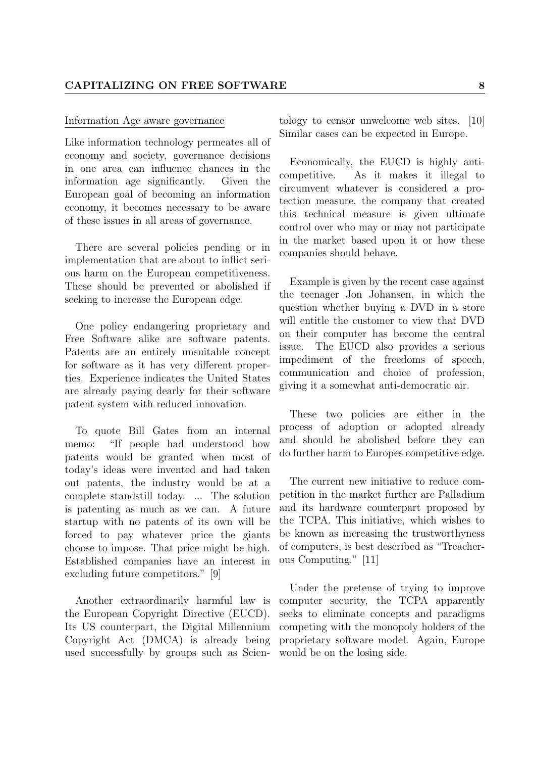## Information Age aware governance

Like information technology permeates all of economy and society, governance decisions in one area can influence chances in the information age significantly. Given the European goal of becoming an information economy, it becomes necessary to be aware of these issues in all areas of governance.

There are several policies pending or in implementation that are about to inflict serious harm on the European competitiveness. These should be prevented or abolished if seeking to increase the European edge.

One policy endangering proprietary and Free Software alike are software patents. Patents are an entirely unsuitable concept for software as it has very different properties. Experience indicates the United States are already paying dearly for their software patent system with reduced innovation.

To quote Bill Gates from an internal memo: "If people had understood how patents would be granted when most of today's ideas were invented and had taken out patents, the industry would be at a complete standstill today. ... The solution is patenting as much as we can. A future startup with no patents of its own will be forced to pay whatever price the giants choose to impose. That price might be high. Established companies have an interest in excluding future competitors." [9]

Another extraordinarily harmful law is the European Copyright Directive (EUCD). Its US counterpart, the Digital Millennium Copyright Act (DMCA) is already being used successfully by groups such as Scientology to censor unwelcome web sites. [10] Similar cases can be expected in Europe.

Economically, the EUCD is highly anti-competitive. As it makes it illegal to circumvent whatever is considered a protection measure, the company that created this technical measure is given ultimate control over who may or may not participate in the market based upon it or how these companies should behave.

Example is given by the recent case against the teenager Jon Johansen, in which the question whether buying a DVD in a store will entitle the customer to view that DVD on their computer has become the central issue. The EUCD also provides a serious impediment of the freedoms of speech, communication and choice of profession, giving it a somewhat anti-democratic air.

These two policies are either in the process of adoption or adopted already and should be abolished before they can do further harm to Europes competitive edge.

The current new initiative to reduce competition in the market further are Palladium and its hardware counterpart proposed by the TCPA. This initiative, which wishes to be known as increasing the trustworthyness of computers, is best described as "Treacherous Computing." [11]

Under the pretense of trying to improve computer security, the TCPA apparently seeks to eliminate concepts and paradigms competing with the monopoly holders of the proprietary software model. Again, Europe would be on the losing side.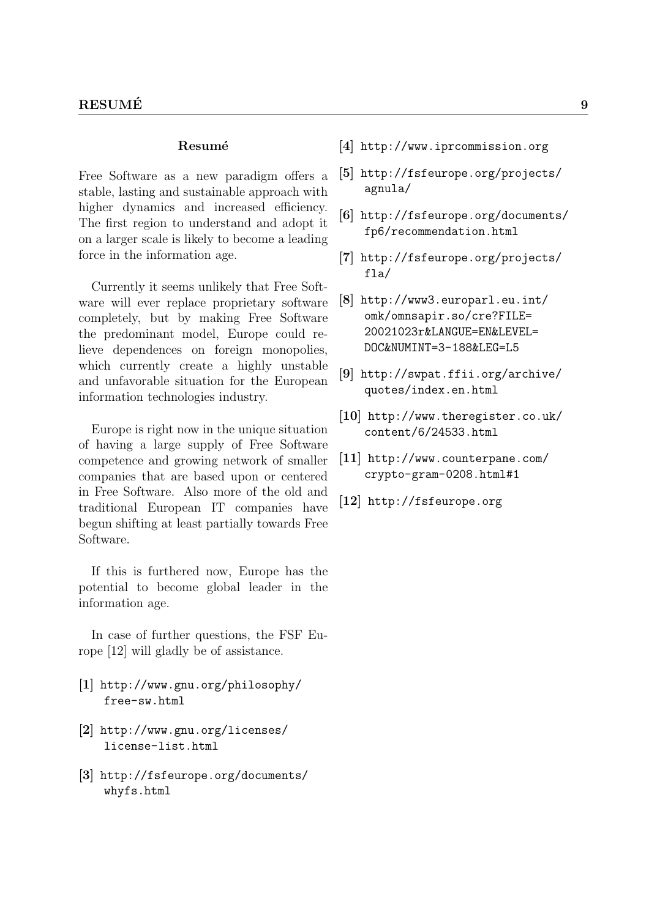## Resumé

Free Software as a new paradigm offers a stable, lasting and sustainable approach with higher dynamics and increased efficiency. The first region to understand and adopt it on a larger scale is likely to become a leading force in the information age.

Currently it seems unlikely that Free Software will ever replace proprietary software completely, but by making Free Software the predominant model, Europe could relieve dependences on foreign monopolies, which currently create a highly unstable and unfavorable situation for the European information technologies industry.

Europe is right now in the unique situation of having a large supply of Free Software competence and growing network of smaller companies that are based upon or centered in Free Software. Also more of the old and traditional European IT companies have begun shifting at least partially towards Free Software.

If this is furthered now, Europe has the potential to become global leader in the information age.

In case of further questions, the FSF Europe [12] will gladly be of assistance.

[1] http://www.gnu.org/philosophy/free-sw.html

[2] http://www.gnu.org/licenses/license-list.html

[3] http://fsfeurope.org/documents/whyfs.html

[4] http://www.iprcommission.org

[5] http://fsfeurope.org/projects/agnula/

[6] http://fsfeurope.org/documents/fp6/recommendation.html

[7] http://fsfeurope.org/projects/fla/

[8] http://www3.europarl.eu.int/omk/omnsapir.so/cre?FILE=20021023r&LANGUE=EN&LEVEL=DOC&NUMINT=3-188&LEG=L5

[9] http://swpat.ffii.org/archive/quotes/index.en.html

[10] http://www.theregister.co.uk/content/6/24533.html

[11] http://www.counterpane.com/crypto-gram-0208.html#1

[12] http://fsfeurope.org